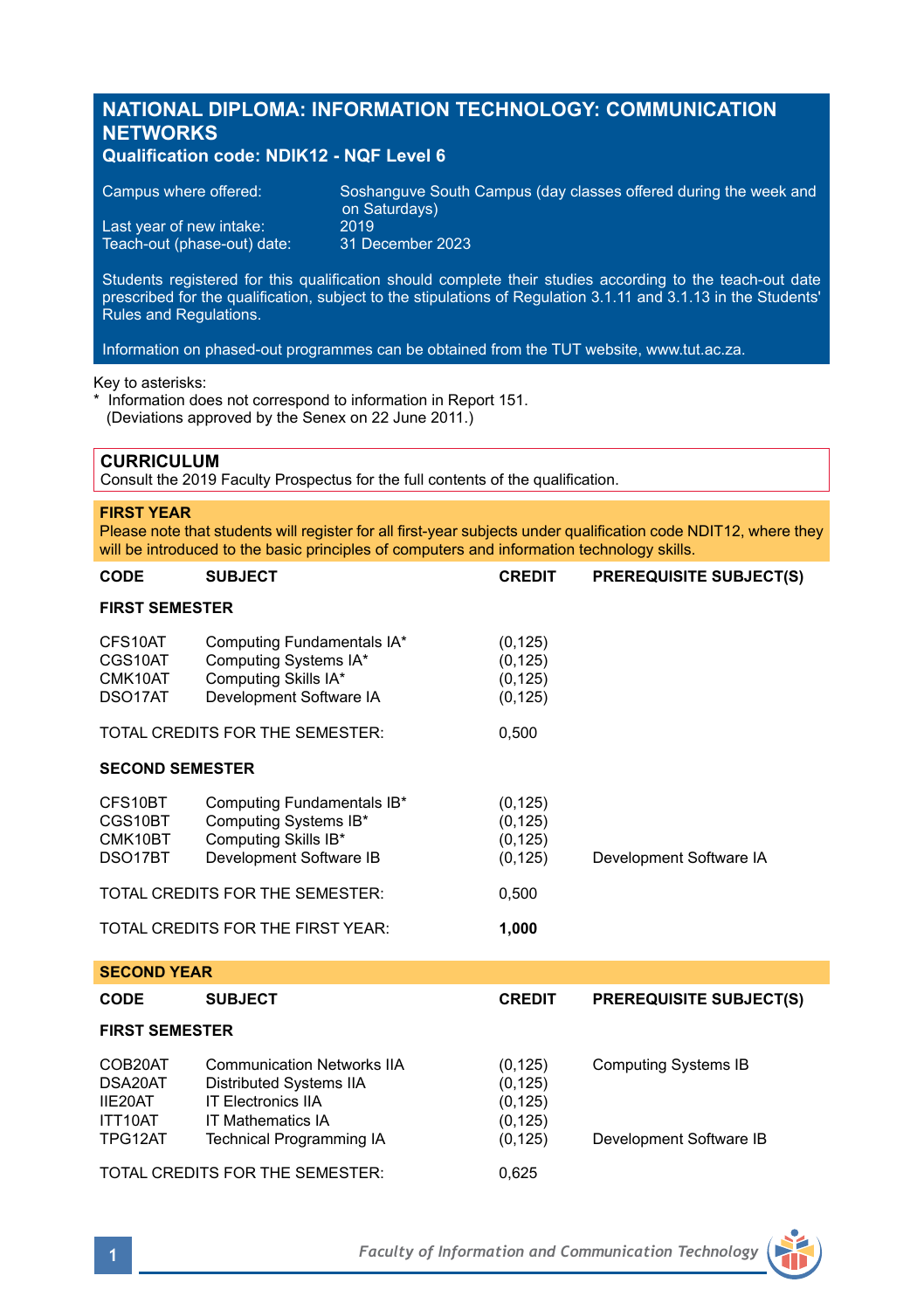# NATIONAL DIPLOMA: INFORMATION TECHNOLOGY: COMMUNICATION NETWORKS

**Qualification code: NDIK12 - NQF Level 6**

Campus where offered: Soshanguve South Campus (day classes offered during the week and on Saturdays)
Last year of new intake: 2019
Teach-out (phase-out) date: 31 December 2023

Students registered for this qualification should complete their studies according to the teach-out date prescribed for the qualification, subject to the stipulations of Regulation 3.1.11 and 3.1.13 in the Students' Rules and Regulations.

Information on phased-out programmes can be obtained from the TUT website, www.tut.ac.za.

Key to asterisks:
\* Information does not correspond to information in Report 151.
(Deviations approved by the Senex on 22 June 2011.)

## CURRICULUM

Consult the 2019 Faculty Prospectus for the full contents of the qualification.

### FIRST YEAR

Please note that students will register for all first-year subjects under qualification code NDIT12, where they will be introduced to the basic principles of computers and information technology skills.

| CODE | SUBJECT | CREDIT | PREREQUISITE SUBJECT(S) |
|---|---|---|---|
| **FIRST SEMESTER** | | | |
| CFS10AT | Computing Fundamentals IA* | (0,125) | |
| CGS10AT | Computing Systems IA* | (0,125) | |
| CMK10AT | Computing Skills IA* | (0,125) | |
| DSO17AT | Development Software IA | (0,125) | |
| TOTAL CREDITS FOR THE SEMESTER: | | 0,500 | |
| **SECOND SEMESTER** | | | |
| CFS10BT | Computing Fundamentals IB* | (0,125) | |
| CGS10BT | Computing Systems IB* | (0,125) | |
| CMK10BT | Computing Skills IB* | (0,125) | |
| DSO17BT | Development Software IB | (0,125) | Development Software IA |
| TOTAL CREDITS FOR THE SEMESTER: | | 0,500 | |
| TOTAL CREDITS FOR THE FIRST YEAR: | | **1,000** | |

### SECOND YEAR

| CODE | SUBJECT | CREDIT | PREREQUISITE SUBJECT(S) |
|---|---|---|---|
| **FIRST SEMESTER** | | | |
| COB20AT | Communication Networks IIA | (0,125) | Computing Systems IB |
| DSA20AT | Distributed Systems IIA | (0,125) | |
| IIE20AT | IT Electronics IIA | (0,125) | |
| ITT10AT | IT Mathematics IA | (0,125) | |
| TPG12AT | Technical Programming IA | (0,125) | Development Software IB |
| TOTAL CREDITS FOR THE SEMESTER: | | 0,625 | |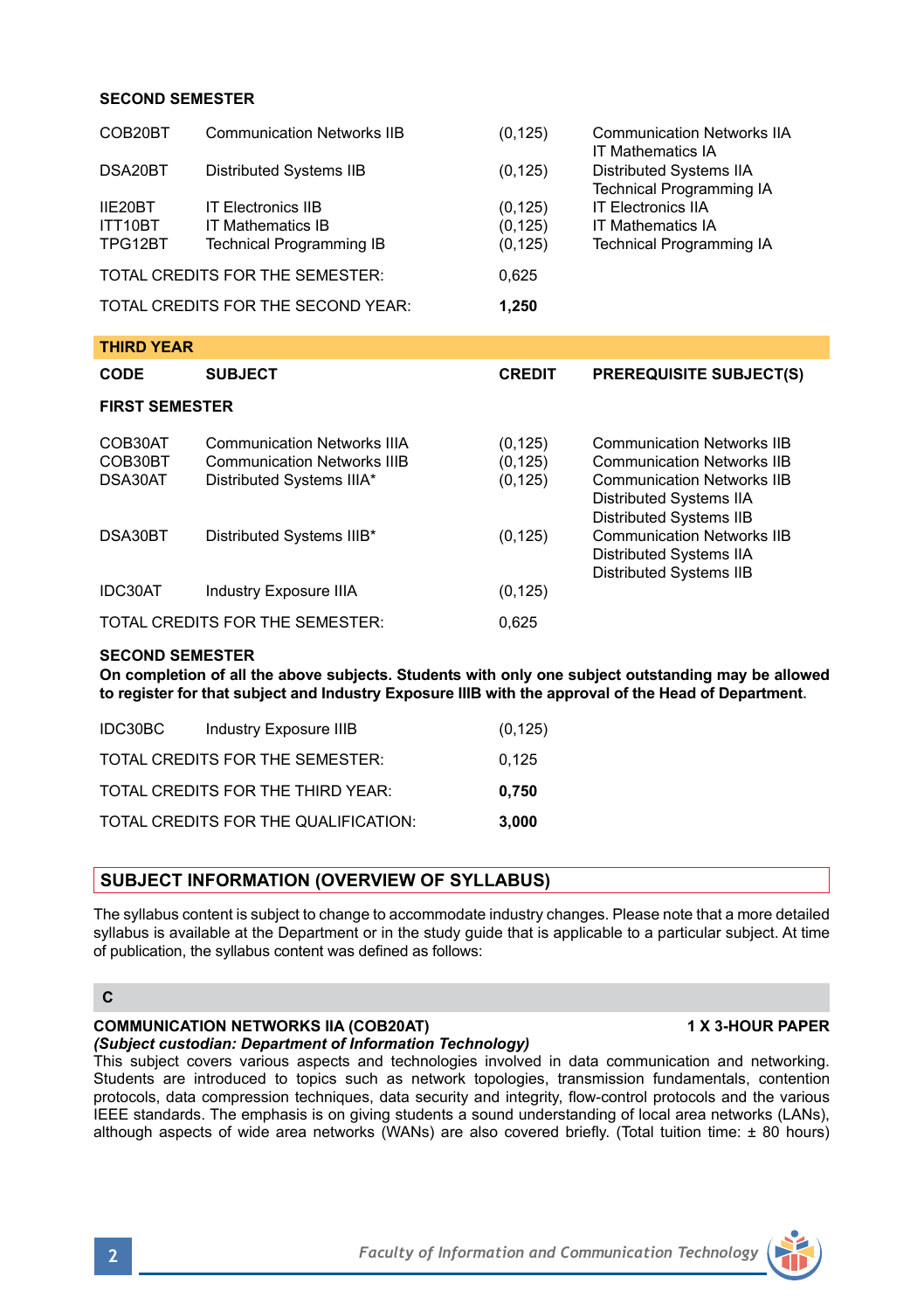**SECOND SEMESTER**

| | | | |
|---|---|---|---|
| COB20BT | Communication Networks IIB | (0,125) | Communication Networks IIA<br>IT Mathematics IA |
| DSA20BT | Distributed Systems IIB | (0,125) | Distributed Systems IIA<br>Technical Programming IA |
| IIE20BT | IT Electronics IIB | (0,125) | IT Electronics IIA |
| ITT10BT | IT Mathematics IB | (0,125) | IT Mathematics IA |
| TPG12BT | Technical Programming IB | (0,125) | Technical Programming IA |
| TOTAL CREDITS FOR THE SEMESTER: | | 0,625 | |
| TOTAL CREDITS FOR THE SECOND YEAR: | | **1,250** | |

## THIRD YEAR

| CODE | SUBJECT | CREDIT | PREREQUISITE SUBJECT(S) |
|---|---|---|---|
| **FIRST SEMESTER** | | | |
| COB30AT | Communication Networks IIIA | (0,125) | Communication Networks IIB |
| COB30BT | Communication Networks IIIB | (0,125) | Communication Networks IIB |
| DSA30AT | Distributed Systems IIIA* | (0,125) | Communication Networks IIB<br>Distributed Systems IIA<br>Distributed Systems IIB |
| DSA30BT | Distributed Systems IIIB* | (0,125) | Communication Networks IIB<br>Distributed Systems IIA<br>Distributed Systems IIB |
| IDC30AT | Industry Exposure IIIA | (0,125) | |
| TOTAL CREDITS FOR THE SEMESTER: | | 0,625 | |

**SECOND SEMESTER**

**On completion of all the above subjects. Students with only one subject outstanding may be allowed to register for that subject and Industry Exposure IIIB with the approval of the Head of Department.**

| | | | |
|---|---|---|---|
| IDC30BC | Industry Exposure IIIB | (0,125) | |
| TOTAL CREDITS FOR THE SEMESTER: | | 0,125 | |
| TOTAL CREDITS FOR THE THIRD YEAR: | | **0,750** | |
| TOTAL CREDITS FOR THE QUALIFICATION: | | **3,000** | |

## SUBJECT INFORMATION (OVERVIEW OF SYLLABUS)

The syllabus content is subject to change to accommodate industry changes. Please note that a more detailed syllabus is available at the Department or in the study guide that is applicable to a particular subject. At time of publication, the syllabus content was defined as follows:

### C

**COMMUNICATION NETWORKS IIA (COB20AT)** **1 X 3-HOUR PAPER**
***(Subject custodian: Department of Information Technology)***
This subject covers various aspects and technologies involved in data communication and networking. Students are introduced to topics such as network topologies, transmission fundamentals, contention protocols, data compression techniques, data security and integrity, flow-control protocols and the various IEEE standards. The emphasis is on giving students a sound understanding of local area networks (LANs), although aspects of wide area networks (WANs) are also covered briefly. (Total tuition time: ± 80 hours)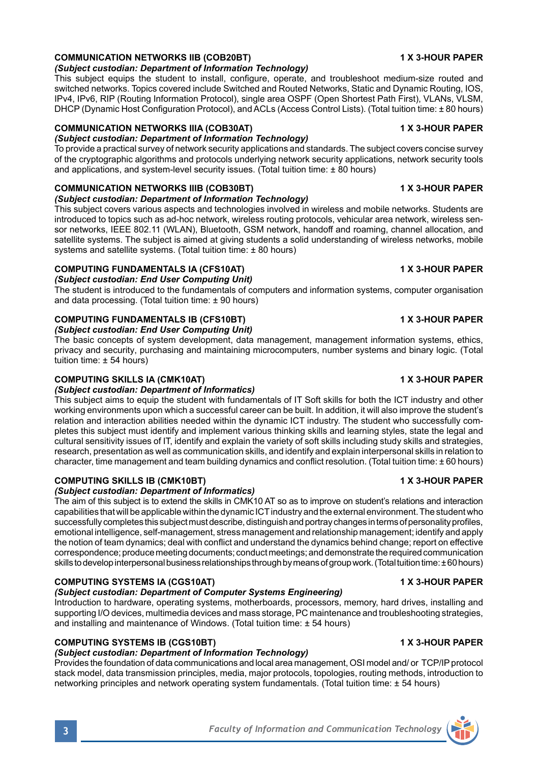### COMMUNICATION NETWORKS IIB (COB20BT) — 1 X 3-HOUR PAPER

***(Subject custodian: Department of Information Technology)***

This subject equips the student to install, configure, operate, and troubleshoot medium-size routed and switched networks. Topics covered include Switched and Routed Networks, Static and Dynamic Routing, IOS, IPv4, IPv6, RIP (Routing Information Protocol), single area OSPF (Open Shortest Path First), VLANs, VLSM, DHCP (Dynamic Host Configuration Protocol), and ACLs (Access Control Lists). (Total tuition time: ± 80 hours)

### COMMUNICATION NETWORKS IIIA (COB30AT) — 1 X 3-HOUR PAPER

***(Subject custodian: Department of Information Technology)***

To provide a practical survey of network security applications and standards. The subject covers concise survey of the cryptographic algorithms and protocols underlying network security applications, network security tools and applications, and system-level security issues. (Total tuition time: ± 80 hours)

### COMMUNICATION NETWORKS IIIB (COB30BT) — 1 X 3-HOUR PAPER

***(Subject custodian: Department of Information Technology)***

This subject covers various aspects and technologies involved in wireless and mobile networks. Students are introduced to topics such as ad-hoc network, wireless routing protocols, vehicular area network, wireless sensor networks, IEEE 802.11 (WLAN), Bluetooth, GSM network, handoff and roaming, channel allocation, and satellite systems. The subject is aimed at giving students a solid understanding of wireless networks, mobile systems and satellite systems. (Total tuition time: ± 80 hours)

### COMPUTING FUNDAMENTALS IA (CFS10AT) — 1 X 3-HOUR PAPER

***(Subject custodian: End User Computing Unit)***

The student is introduced to the fundamentals of computers and information systems, computer organisation and data processing. (Total tuition time: ± 90 hours)

### COMPUTING FUNDAMENTALS IB (CFS10BT) — 1 X 3-HOUR PAPER

***(Subject custodian: End User Computing Unit)***

The basic concepts of system development, data management, management information systems, ethics, privacy and security, purchasing and maintaining microcomputers, number systems and binary logic. (Total tuition time: ± 54 hours)

### COMPUTING SKILLS IA (CMK10AT) — 1 X 3-HOUR PAPER

***(Subject custodian: Department of Informatics)***

This subject aims to equip the student with fundamentals of IT Soft skills for both the ICT industry and other working environments upon which a successful career can be built. In addition, it will also improve the student's relation and interaction abilities needed within the dynamic ICT industry. The student who successfully completes this subject must identify and implement various thinking skills and learning styles, state the legal and cultural sensitivity issues of IT, identify and explain the variety of soft skills including study skills and strategies, research, presentation as well as communication skills, and identify and explain interpersonal skills in relation to character, time management and team building dynamics and conflict resolution. (Total tuition time: ± 60 hours)

### COMPUTING SKILLS IB (CMK10BT) — 1 X 3-HOUR PAPER

***(Subject custodian: Department of Informatics)***

The aim of this subject is to extend the skills in CMK10 AT so as to improve on student's relations and interaction capabilities that will be applicable within the dynamic ICT industry and the external environment. The student who successfully completes this subject must describe, distinguish and portray changes in terms of personality profiles, emotional intelligence, self-management, stress management and relationship management; identify and apply the notion of team dynamics; deal with conflict and understand the dynamics behind change; report on effective correspondence; produce meeting documents; conduct meetings; and demonstrate the required communication skills to develop interpersonal business relationships through by means of group work. (Total tuition time: ± 60 hours)

### COMPUTING SYSTEMS IA (CGS10AT) — 1 X 3-HOUR PAPER

***(Subject custodian: Department of Computer Systems Engineering)***

Introduction to hardware, operating systems, motherboards, processors, memory, hard drives, installing and supporting I/O devices, multimedia devices and mass storage, PC maintenance and troubleshooting strategies, and installing and maintenance of Windows. (Total tuition time: ± 54 hours)

### COMPUTING SYSTEMS IB (CGS10BT) — 1 X 3-HOUR PAPER

***(Subject custodian: Department of Information Technology)***

Provides the foundation of data communications and local area management, OSI model and/ or TCP/IP protocol stack model, data transmission principles, media, major protocols, topologies, routing methods, introduction to networking principles and network operating system fundamentals. (Total tuition time: ± 54 hours)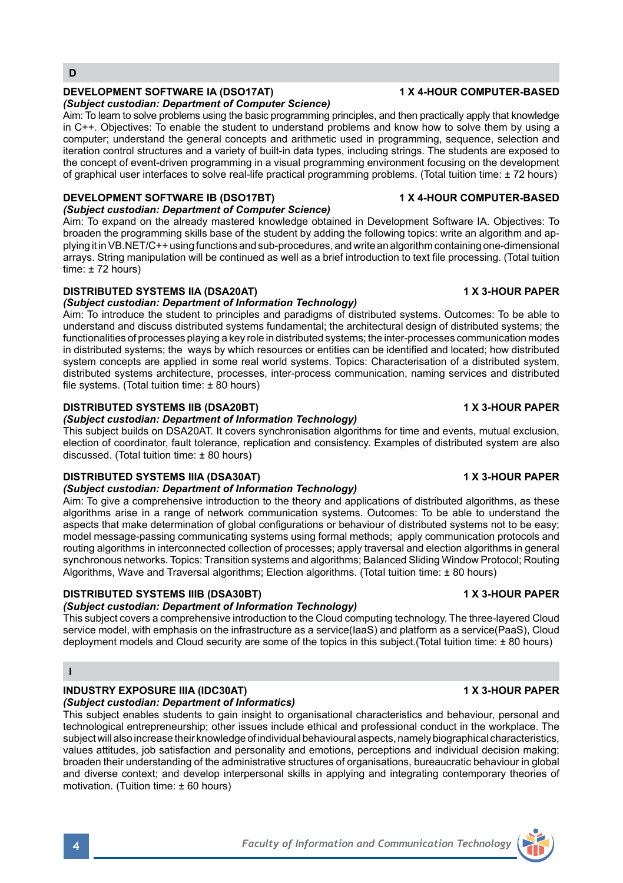## D

### DEVELOPMENT SOFTWARE IA (DSO17AT) — 1 X 4-HOUR COMPUTER-BASED

*(Subject custodian: Department of Computer Science)*

Aim: To learn to solve problems using the basic programming principles, and then practically apply that knowledge in C++. Objectives: To enable the student to understand problems and know how to solve them by using a computer; understand the general concepts and arithmetic used in programming, sequence, selection and iteration control structures and a variety of built-in data types, including strings. The students are exposed to the concept of event-driven programming in a visual programming environment focusing on the development of graphical user interfaces to solve real-life practical programming problems. (Total tuition time: ± 72 hours)

### DEVELOPMENT SOFTWARE IB (DSO17BT) — 1 X 4-HOUR COMPUTER-BASED

*(Subject custodian: Department of Computer Science)*

Aim: To expand on the already mastered knowledge obtained in Development Software IA. Objectives: To broaden the programming skills base of the student by adding the following topics: write an algorithm and applying it in VB.NET/C++ using functions and sub-procedures, and write an algorithm containing one-dimensional arrays. String manipulation will be continued as well as a brief introduction to text file processing. (Total tuition time: ± 72 hours)

### DISTRIBUTED SYSTEMS IIA (DSA20AT) — 1 X 3-HOUR PAPER

*(Subject custodian: Department of Information Technology)*

Aim: To introduce the student to principles and paradigms of distributed systems. Outcomes: To be able to understand and discuss distributed systems fundamental; the architectural design of distributed systems; the functionalities of processes playing a key role in distributed systems; the inter-processes communication modes in distributed systems; the ways by which resources or entities can be identified and located; how distributed system concepts are applied in some real world systems. Topics: Characterisation of a distributed system, distributed systems architecture, processes, inter-process communication, naming services and distributed file systems. (Total tuition time: ± 80 hours)

### DISTRIBUTED SYSTEMS IIB (DSA20BT) — 1 X 3-HOUR PAPER

*(Subject custodian: Department of Information Technology)*

This subject builds on DSA20AT. It covers synchronisation algorithms for time and events, mutual exclusion, election of coordinator, fault tolerance, replication and consistency. Examples of distributed system are also discussed. (Total tuition time: ± 80 hours)

### DISTRIBUTED SYSTEMS IIIA (DSA30AT) — 1 X 3-HOUR PAPER

*(Subject custodian: Department of Information Technology)*

Aim: To give a comprehensive introduction to the theory and applications of distributed algorithms, as these algorithms arise in a range of network communication systems. Outcomes: To be able to understand the aspects that make determination of global configurations or behaviour of distributed systems not to be easy; model message-passing communicating systems using formal methods; apply communication protocols and routing algorithms in interconnected collection of processes; apply traversal and election algorithms in general synchronous networks. Topics: Transition systems and algorithms; Balanced Sliding Window Protocol; Routing Algorithms, Wave and Traversal algorithms; Election algorithms. (Total tuition time: ± 80 hours)

### DISTRIBUTED SYSTEMS IIIB (DSA30BT) — 1 X 3-HOUR PAPER

*(Subject custodian: Department of Information Technology)*

This subject covers a comprehensive introduction to the Cloud computing technology. The three-layered Cloud service model, with emphasis on the infrastructure as a service(IaaS) and platform as a service(PaaS), Cloud deployment models and Cloud security are some of the topics in this subject.(Total tuition time: ± 80 hours)

## I

### INDUSTRY EXPOSURE IIIA (IDC30AT) — 1 X 3-HOUR PAPER

*(Subject custodian: Department of Informatics)*

This subject enables students to gain insight to organisational characteristics and behaviour, personal and technological entrepreneurship; other issues include ethical and professional conduct in the workplace. The subject will also increase their knowledge of individual behavioural aspects, namely biographical characteristics, values attitudes, job satisfaction and personality and emotions, perceptions and individual decision making; broaden their understanding of the administrative structures of organisations, bureaucratic behaviour in global and diverse context; and develop interpersonal skills in applying and integrating contemporary theories of motivation. (Tuition time: ± 60 hours)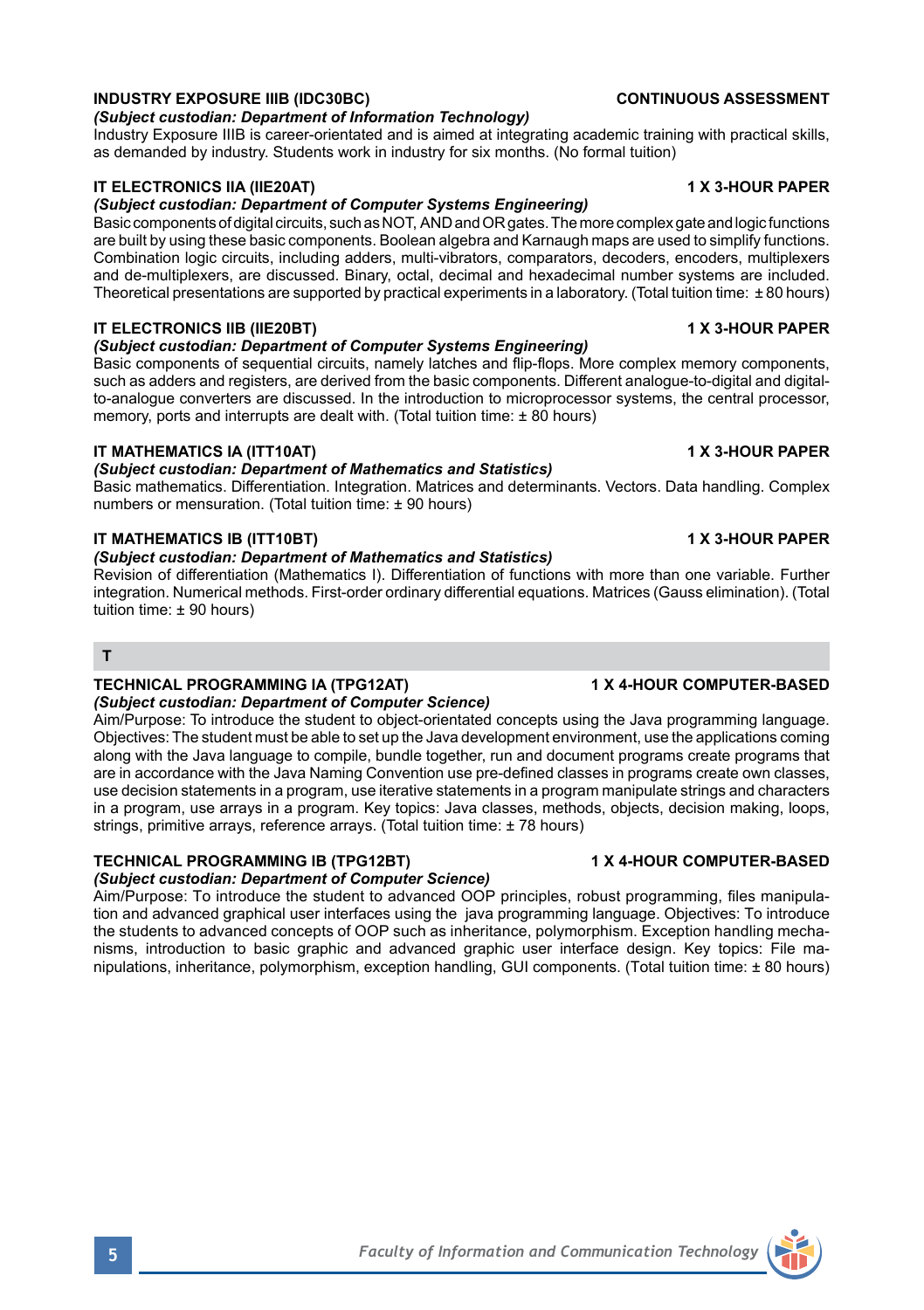### INDUSTRY EXPOSURE IIIB (IDC30BC) — CONTINUOUS ASSESSMENT

*(Subject custodian: Department of Information Technology)*

Industry Exposure IIIB is career-orientated and is aimed at integrating academic training with practical skills, as demanded by industry. Students work in industry for six months. (No formal tuition)

### IT ELECTRONICS IIA (IIE20AT) — 1 X 3-HOUR PAPER

*(Subject custodian: Department of Computer Systems Engineering)*

Basic components of digital circuits, such as NOT, AND and OR gates. The more complex gate and logic functions are built by using these basic components. Boolean algebra and Karnaugh maps are used to simplify functions. Combination logic circuits, including adders, multi-vibrators, comparators, decoders, encoders, multiplexers and de-multiplexers, are discussed. Binary, octal, decimal and hexadecimal number systems are included. Theoretical presentations are supported by practical experiments in a laboratory. (Total tuition time: ± 80 hours)

### IT ELECTRONICS IIB (IIE20BT) — 1 X 3-HOUR PAPER

*(Subject custodian: Department of Computer Systems Engineering)*

Basic components of sequential circuits, namely latches and flip-flops. More complex memory components, such as adders and registers, are derived from the basic components. Different analogue-to-digital and digital-to-analogue converters are discussed. In the introduction to microprocessor systems, the central processor, memory, ports and interrupts are dealt with. (Total tuition time: ± 80 hours)

### IT MATHEMATICS IA (ITT10AT) — 1 X 3-HOUR PAPER

*(Subject custodian: Department of Mathematics and Statistics)*

Basic mathematics. Differentiation. Integration. Matrices and determinants. Vectors. Data handling. Complex numbers or mensuration. (Total tuition time: ± 90 hours)

### IT MATHEMATICS IB (ITT10BT) — 1 X 3-HOUR PAPER

*(Subject custodian: Department of Mathematics and Statistics)*

Revision of differentiation (Mathematics I). Differentiation of functions with more than one variable. Further integration. Numerical methods. First-order ordinary differential equations. Matrices (Gauss elimination). (Total tuition time: ± 90 hours)

## T

### TECHNICAL PROGRAMMING IA (TPG12AT) — 1 X 4-HOUR COMPUTER-BASED

*(Subject custodian: Department of Computer Science)*

Aim/Purpose: To introduce the student to object-orientated concepts using the Java programming language. Objectives: The student must be able to set up the Java development environment, use the applications coming along with the Java language to compile, bundle together, run and document programs create programs that are in accordance with the Java Naming Convention use pre-defined classes in programs create own classes, use decision statements in a program, use iterative statements in a program manipulate strings and characters in a program, use arrays in a program. Key topics: Java classes, methods, objects, decision making, loops, strings, primitive arrays, reference arrays. (Total tuition time: ± 78 hours)

### TECHNICAL PROGRAMMING IB (TPG12BT) — 1 X 4-HOUR COMPUTER-BASED

*(Subject custodian: Department of Computer Science)*

Aim/Purpose: To introduce the student to advanced OOP principles, robust programming, files manipulation and advanced graphical user interfaces using the java programming language. Objectives: To introduce the students to advanced concepts of OOP such as inheritance, polymorphism. Exception handling mechanisms, introduction to basic graphic and advanced graphic user interface design. Key topics: File manipulations, inheritance, polymorphism, exception handling, GUI components. (Total tuition time: ± 80 hours)